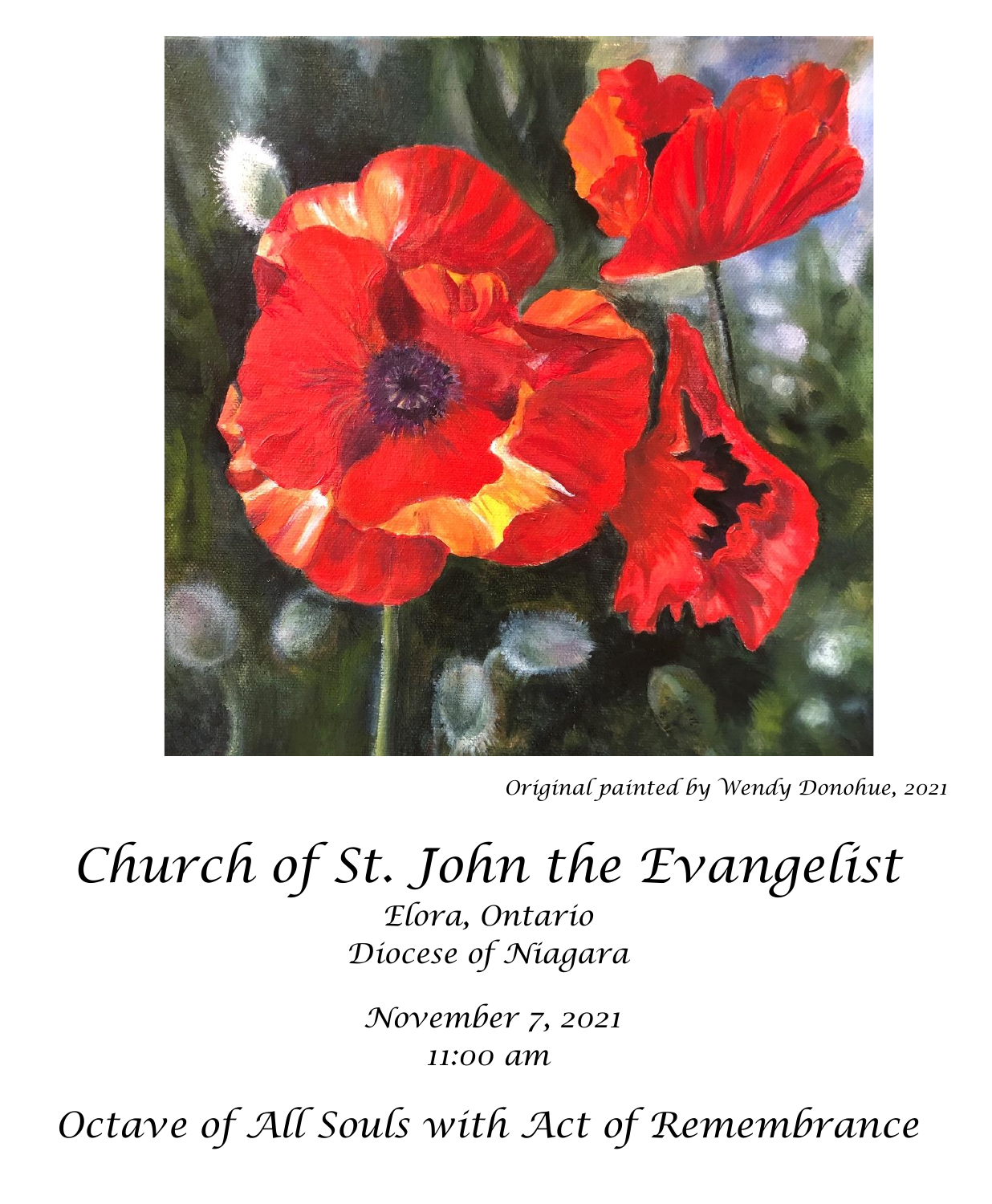*Original painted by Wendy Donohue, 2021*

# Church of St. John the Evangelist

*Elora, Ontario*
*Diocese of Niagara*

*November 7, 2021*
*11:00 am*

## Octave of All Souls with Act of Remembrance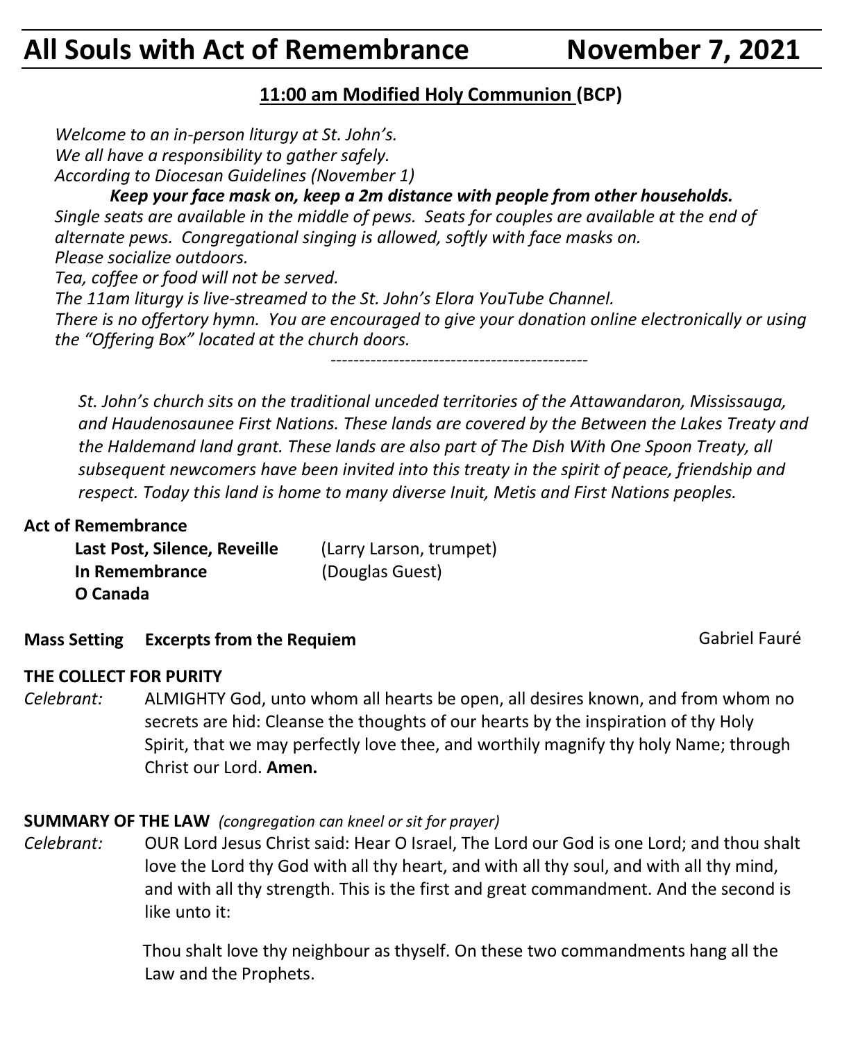# All Souls with Act of Remembrance    November 7, 2021

## 11:00 am Modified Holy Communion (BCP)

*Welcome to an in-person liturgy at St. John's.*
*We all have a responsibility to gather safely.*
*According to Diocesan Guidelines (November 1)*

***Keep your face mask on, keep a 2m distance with people from other households.***

*Single seats are available in the middle of pews. Seats for couples are available at the end of alternate pews. Congregational singing is allowed, softly with face masks on.*
*Please socialize outdoors.*
*Tea, coffee or food will not be served.*
*The 11am liturgy is live-streamed to the St. John's Elora YouTube Channel.*
*There is no offertory hymn. You are encouraged to give your donation online electronically or using the "Offering Box" located at the church doors.*

---

*St. John's church sits on the traditional unceded territories of the Attawandaron, Mississauga, and Haudenosaunee First Nations. These lands are covered by the Between the Lakes Treaty and the Haldemand land grant. These lands are also part of The Dish With One Spoon Treaty, all subsequent newcomers have been invited into this treaty in the spirit of peace, friendship and respect. Today this land is home to many diverse Inuit, Metis and First Nations peoples.*

**Act of Remembrance**

**Last Post, Silence, Reveille** (Larry Larson, trumpet)
**In Remembrance** (Douglas Guest)
**O Canada**

**Mass Setting Excerpts from the Requiem** Gabriel Fauré

**THE COLLECT FOR PURITY**

*Celebrant:* ALMIGHTY God, unto whom all hearts be open, all desires known, and from whom no secrets are hid: Cleanse the thoughts of our hearts by the inspiration of thy Holy Spirit, that we may perfectly love thee, and worthily magnify thy holy Name; through Christ our Lord. **Amen.**

**SUMMARY OF THE LAW** *(congregation can kneel or sit for prayer)*

*Celebrant:* OUR Lord Jesus Christ said: Hear O Israel, The Lord our God is one Lord; and thou shalt love the Lord thy God with all thy heart, and with all thy soul, and with all thy mind, and with all thy strength. This is the first and great commandment. And the second is like unto it:

Thou shalt love thy neighbour as thyself. On these two commandments hang all the Law and the Prophets.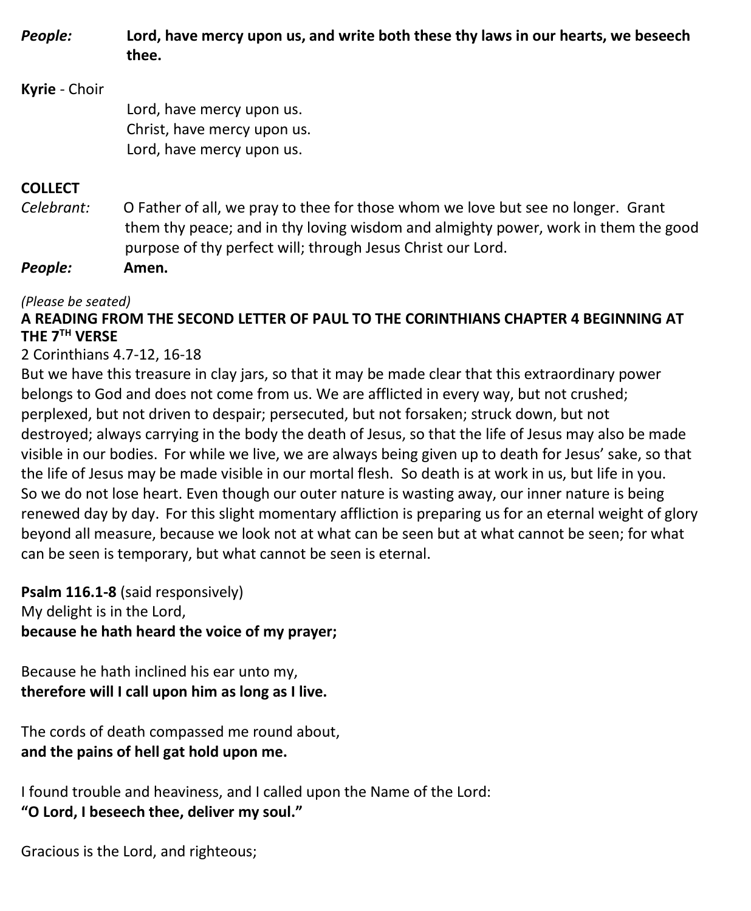*People:* **Lord, have mercy upon us, and write both these thy laws in our hearts, we beseech thee.**

**Kyrie** - Choir

Lord, have mercy upon us.
Christ, have mercy upon us.
Lord, have mercy upon us.

**COLLECT**

*Celebrant:* O Father of all, we pray to thee for those whom we love but see no longer. Grant them thy peace; and in thy loving wisdom and almighty power, work in them the good purpose of thy perfect will; through Jesus Christ our Lord.

*People:* **Amen.**

*(Please be seated)*

**A READING FROM THE SECOND LETTER OF PAUL TO THE CORINTHIANS CHAPTER 4 BEGINNING AT THE 7TH VERSE**

2 Corinthians 4.7-12, 16-18

But we have this treasure in clay jars, so that it may be made clear that this extraordinary power belongs to God and does not come from us. We are afflicted in every way, but not crushed; perplexed, but not driven to despair; persecuted, but not forsaken; struck down, but not destroyed; always carrying in the body the death of Jesus, so that the life of Jesus may also be made visible in our bodies. For while we live, we are always being given up to death for Jesus' sake, so that the life of Jesus may be made visible in our mortal flesh. So death is at work in us, but life in you. So we do not lose heart. Even though our outer nature is wasting away, our inner nature is being renewed day by day. For this slight momentary affliction is preparing us for an eternal weight of glory beyond all measure, because we look not at what can be seen but at what cannot be seen; for what can be seen is temporary, but what cannot be seen is eternal.

**Psalm 116.1-8** (said responsively)

My delight is in the Lord,
**because he hath heard the voice of my prayer;**

Because he hath inclined his ear unto my,
**therefore will I call upon him as long as I live.**

The cords of death compassed me round about,
**and the pains of hell gat hold upon me.**

I found trouble and heaviness, and I called upon the Name of the Lord:
**"O Lord, I beseech thee, deliver my soul."**

Gracious is the Lord, and righteous;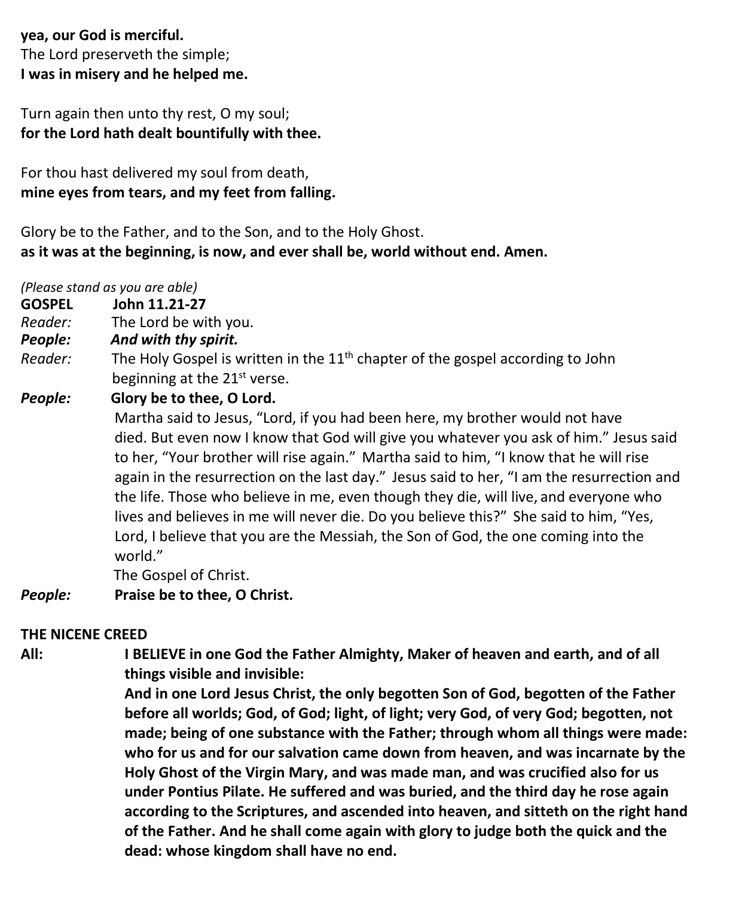**yea, our God is merciful.**
The Lord preserveth the simple;
**I was in misery and he helped me.**

Turn again then unto thy rest, O my soul;
**for the Lord hath dealt bountifully with thee.**

For thou hast delivered my soul from death,
**mine eyes from tears, and my feet from falling.**

Glory be to the Father, and to the Son, and to the Holy Ghost.
**as it was at the beginning, is now, and ever shall be, world without end. Amen.**

*(Please stand as you are able)*

**GOSPEL** **John 11.21-27**

*Reader:* The Lord be with you.
***People:*** ***And with thy spirit.***
*Reader:* The Holy Gospel is written in the 11th chapter of the gospel according to John beginning at the 21st verse.
***People:*** **Glory be to thee, O Lord.**

Martha said to Jesus, "Lord, if you had been here, my brother would not have died. But even now I know that God will give you whatever you ask of him." Jesus said to her, "Your brother will rise again." Martha said to him, "I know that he will rise again in the resurrection on the last day." Jesus said to her, "I am the resurrection and the life. Those who believe in me, even though they die, will live, and everyone who lives and believes in me will never die. Do you believe this?" She said to him, "Yes, Lord, I believe that you are the Messiah, the Son of God, the one coming into the world."
The Gospel of Christ.

***People:*** **Praise be to thee, O Christ.**

**THE NICENE CREED**

**All:** **I BELIEVE in one God the Father Almighty, Maker of heaven and earth, and of all things visible and invisible:**
**And in one Lord Jesus Christ, the only begotten Son of God, begotten of the Father before all worlds; God, of God; light, of light; very God, of very God; begotten, not made; being of one substance with the Father; through whom all things were made: who for us and for our salvation came down from heaven, and was incarnate by the Holy Ghost of the Virgin Mary, and was made man, and was crucified also for us under Pontius Pilate. He suffered and was buried, and the third day he rose again according to the Scriptures, and ascended into heaven, and sitteth on the right hand of the Father. And he shall come again with glory to judge both the quick and the dead: whose kingdom shall have no end.**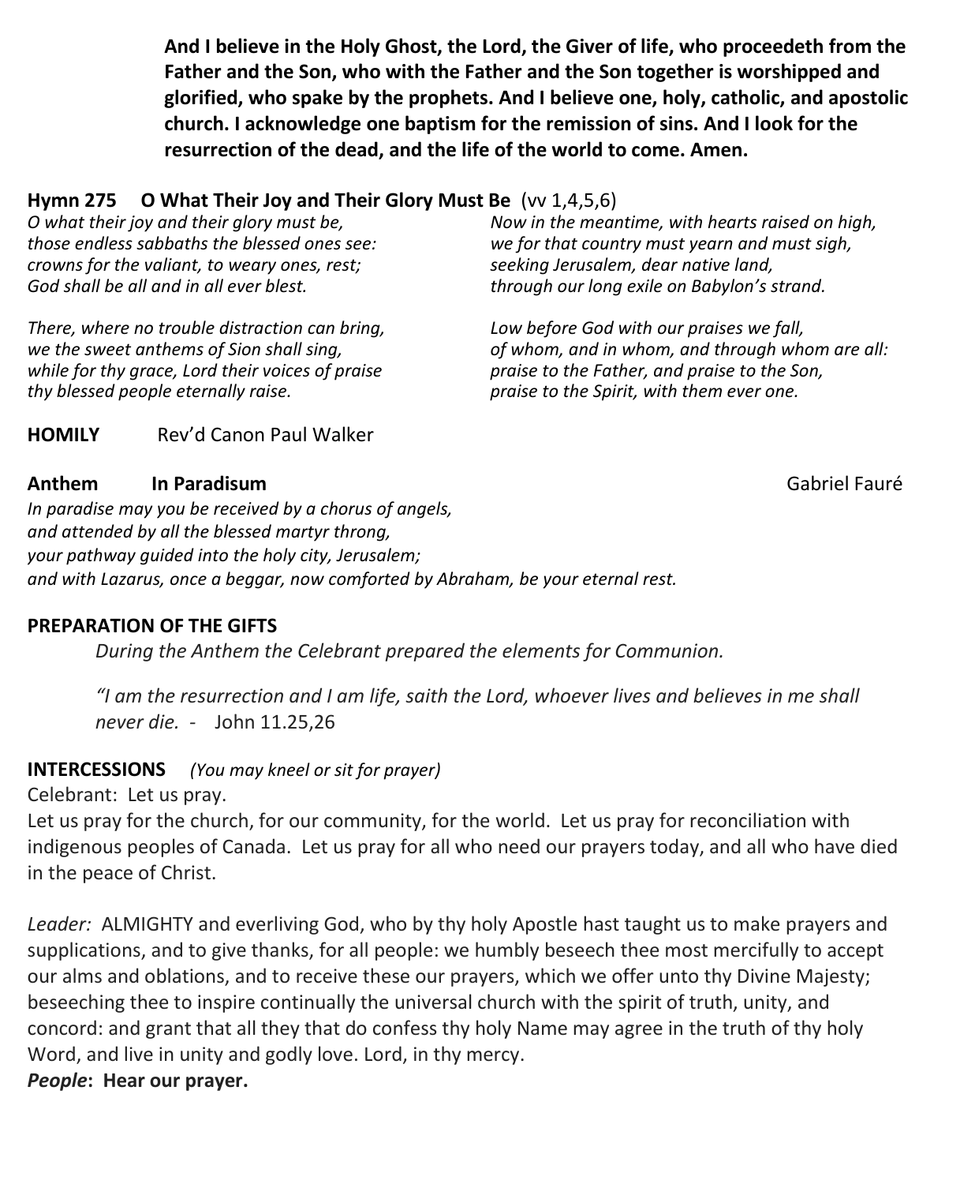**And I believe in the Holy Ghost, the Lord, the Giver of life, who proceedeth from the Father and the Son, who with the Father and the Son together is worshipped and glorified, who spake by the prophets. And I believe one, holy, catholic, and apostolic church. I acknowledge one baptism for the remission of sins. And I look for the resurrection of the dead, and the life of the world to come. Amen.**

**Hymn 275 O What Their Joy and Their Glory Must Be** (vv 1,4,5,6)

*O what their joy and their glory must be,*
*those endless sabbaths the blessed ones see:*
*crowns for the valiant, to weary ones, rest;*
*God shall be all and in all ever blest.*

*There, where no trouble distraction can bring,*
*we the sweet anthems of Sion shall sing,*
*while for thy grace, Lord their voices of praise*
*thy blessed people eternally raise.*

*Now in the meantime, with hearts raised on high,*
*we for that country must yearn and must sigh,*
*seeking Jerusalem, dear native land,*
*through our long exile on Babylon's strand.*

*Low before God with our praises we fall,*
*of whom, and in whom, and through whom are all:*
*praise to the Father, and praise to the Son,*
*praise to the Spirit, with them ever one.*

**HOMILY** Rev'd Canon Paul Walker

**Anthem In Paradisum** Gabriel Fauré

*In paradise may you be received by a chorus of angels,*
*and attended by all the blessed martyr throng,*
*your pathway guided into the holy city, Jerusalem;*
*and with Lazarus, once a beggar, now comforted by Abraham, be your eternal rest.*

**PREPARATION OF THE GIFTS**

*During the Anthem the Celebrant prepared the elements for Communion.*

*"I am the resurrection and I am life, saith the Lord, whoever lives and believes in me shall never die.* - John 11.25,26

**INTERCESSIONS** *(You may kneel or sit for prayer)*

Celebrant: Let us pray.

Let us pray for the church, for our community, for the world. Let us pray for reconciliation with indigenous peoples of Canada. Let us pray for all who need our prayers today, and all who have died in the peace of Christ.

*Leader:* ALMIGHTY and everliving God, who by thy holy Apostle hast taught us to make prayers and supplications, and to give thanks, for all people: we humbly beseech thee most mercifully to accept our alms and oblations, and to receive these our prayers, which we offer unto thy Divine Majesty; beseeching thee to inspire continually the universal church with the spirit of truth, unity, and concord: and grant that all they that do confess thy holy Name may agree in the truth of thy holy Word, and live in unity and godly love. Lord, in thy mercy.

***People*: Hear our prayer.**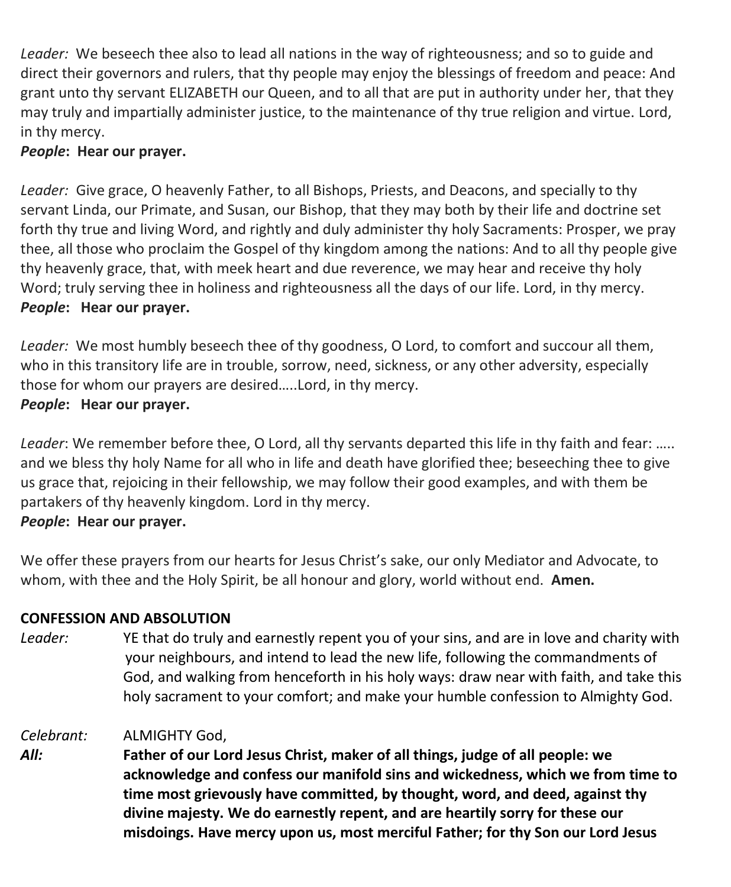*Leader:* We beseech thee also to lead all nations in the way of righteousness; and so to guide and direct their governors and rulers, that thy people may enjoy the blessings of freedom and peace: And grant unto thy servant ELIZABETH our Queen, and to all that are put in authority under her, that they may truly and impartially administer justice, to the maintenance of thy true religion and virtue. Lord, in thy mercy.
***People*****: Hear our prayer.**

*Leader:* Give grace, O heavenly Father, to all Bishops, Priests, and Deacons, and specially to thy servant Linda, our Primate, and Susan, our Bishop, that they may both by their life and doctrine set forth thy true and living Word, and rightly and duly administer thy holy Sacraments: Prosper, we pray thee, all those who proclaim the Gospel of thy kingdom among the nations: And to all thy people give thy heavenly grace, that, with meek heart and due reverence, we may hear and receive thy holy Word; truly serving thee in holiness and righteousness all the days of our life. Lord, in thy mercy.
***People*****: Hear our prayer.**

*Leader:* We most humbly beseech thee of thy goodness, O Lord, to comfort and succour all them, who in this transitory life are in trouble, sorrow, need, sickness, or any other adversity, especially those for whom our prayers are desired…..Lord, in thy mercy.
***People*****: Hear our prayer.**

*Leader*: We remember before thee, O Lord, all thy servants departed this life in thy faith and fear: ….. and we bless thy holy Name for all who in life and death have glorified thee; beseeching thee to give us grace that, rejoicing in their fellowship, we may follow their good examples, and with them be partakers of thy heavenly kingdom. Lord in thy mercy.
***People*****: Hear our prayer.**

We offer these prayers from our hearts for Jesus Christ's sake, our only Mediator and Advocate, to whom, with thee and the Holy Spirit, be all honour and glory, world without end. **Amen.**

**CONFESSION AND ABSOLUTION**

*Leader:* YE that do truly and earnestly repent you of your sins, and are in love and charity with your neighbours, and intend to lead the new life, following the commandments of God, and walking from henceforth in his holy ways: draw near with faith, and take this holy sacrament to your comfort; and make your humble confession to Almighty God.

*Celebrant:* ALMIGHTY God,
***All:*** **Father of our Lord Jesus Christ, maker of all things, judge of all people: we acknowledge and confess our manifold sins and wickedness, which we from time to time most grievously have committed, by thought, word, and deed, against thy divine majesty. We do earnestly repent, and are heartily sorry for these our misdoings. Have mercy upon us, most merciful Father; for thy Son our Lord Jesus**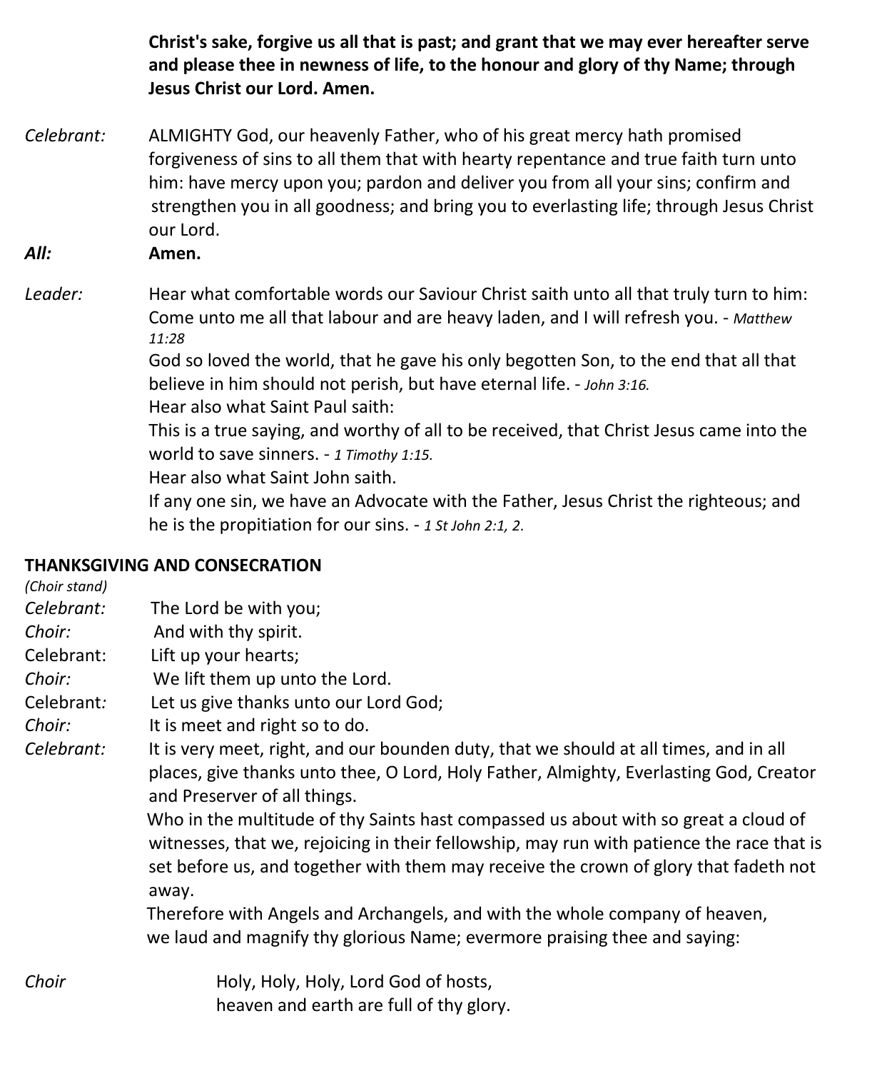**Christ's sake, forgive us all that is past; and grant that we may ever hereafter serve and please thee in newness of life, to the honour and glory of thy Name; through Jesus Christ our Lord. Amen.**

*Celebrant:* ALMIGHTY God, our heavenly Father, who of his great mercy hath promised forgiveness of sins to all them that with hearty repentance and true faith turn unto him: have mercy upon you; pardon and deliver you from all your sins; confirm and strengthen you in all goodness; and bring you to everlasting life; through Jesus Christ our Lord.

***All:*** **Amen.**

*Leader:* Hear what comfortable words our Saviour Christ saith unto all that truly turn to him:
Come unto me all that labour and are heavy laden, and I will refresh you. - *Matthew 11:28*
God so loved the world, that he gave his only begotten Son, to the end that all that believe in him should not perish, but have eternal life. - *John 3:16.*
Hear also what Saint Paul saith:
This is a true saying, and worthy of all to be received, that Christ Jesus came into the world to save sinners. - *1 Timothy 1:15.*
Hear also what Saint John saith.
If any one sin, we have an Advocate with the Father, Jesus Christ the righteous; and he is the propitiation for our sins. - *1 St John 2:1, 2.*

**THANKSGIVING AND CONSECRATION**

*(Choir stand)*

*Celebrant:* The Lord be with you;
*Choir:* And with thy spirit.
Celebrant: Lift up your hearts;
*Choir:* We lift them up unto the Lord.
Celebrant*:* Let us give thanks unto our Lord God;
*Choir:* It is meet and right so to do.
*Celebrant:* It is very meet, right, and our bounden duty, that we should at all times, and in all places, give thanks unto thee, O Lord, Holy Father, Almighty, Everlasting God, Creator and Preserver of all things.
Who in the multitude of thy Saints hast compassed us about with so great a cloud of witnesses, that we, rejoicing in their fellowship, may run with patience the race that is set before us, and together with them may receive the crown of glory that fadeth not away.
Therefore with Angels and Archangels, and with the whole company of heaven, we laud and magnify thy glorious Name; evermore praising thee and saying:

*Choir* Holy, Holy, Holy, Lord God of hosts,
heaven and earth are full of thy glory.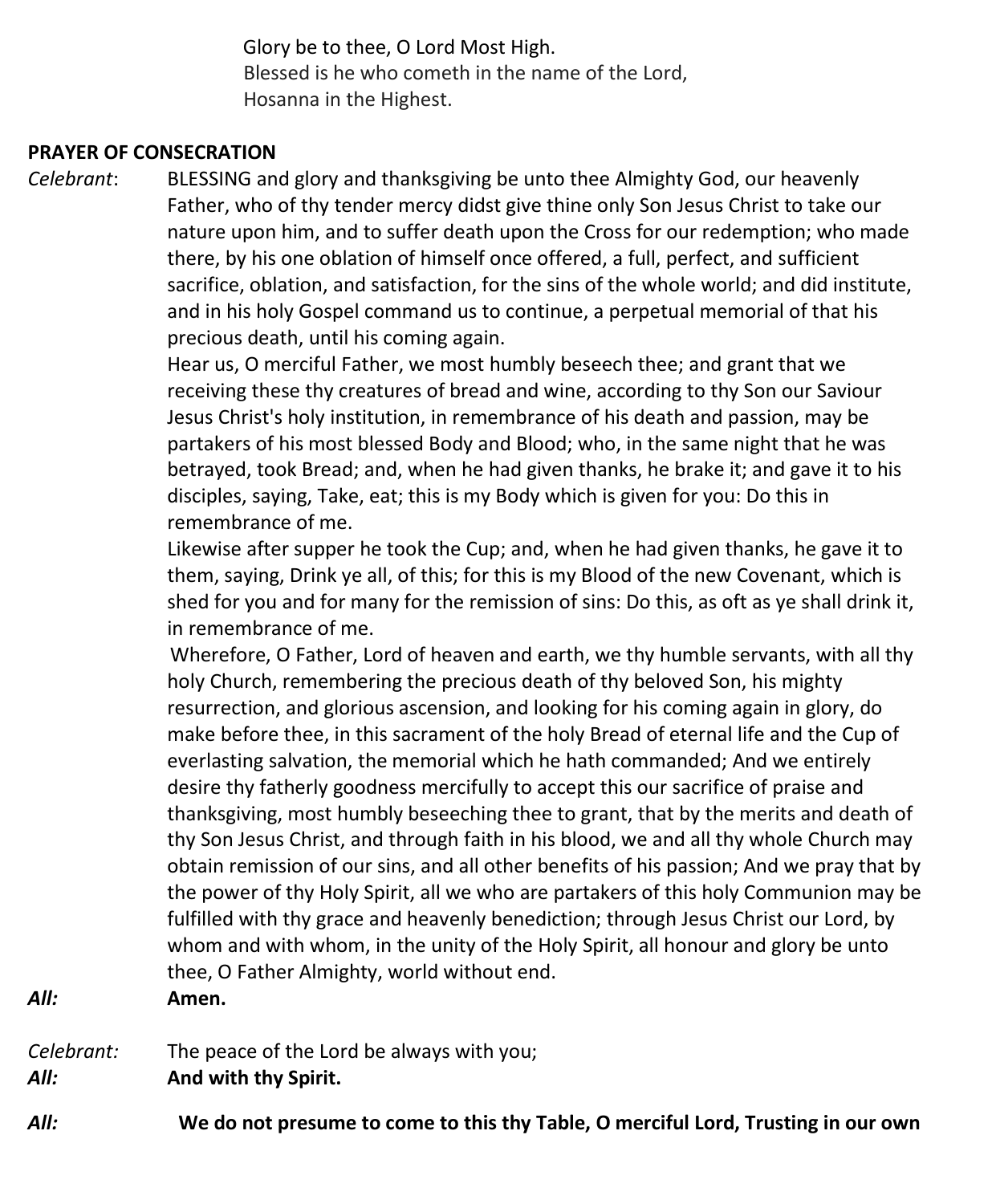Glory be to thee, O Lord Most High.
Blessed is he who cometh in the name of the Lord,
Hosanna in the Highest.

**PRAYER OF CONSECRATION**

*Celebrant*: BLESSING and glory and thanksgiving be unto thee Almighty God, our heavenly Father, who of thy tender mercy didst give thine only Son Jesus Christ to take our nature upon him, and to suffer death upon the Cross for our redemption; who made there, by his one oblation of himself once offered, a full, perfect, and sufficient sacrifice, oblation, and satisfaction, for the sins of the whole world; and did institute, and in his holy Gospel command us to continue, a perpetual memorial of that his precious death, until his coming again.

Hear us, O merciful Father, we most humbly beseech thee; and grant that we receiving these thy creatures of bread and wine, according to thy Son our Saviour Jesus Christ's holy institution, in remembrance of his death and passion, may be partakers of his most blessed Body and Blood; who, in the same night that he was betrayed, took Bread; and, when he had given thanks, he brake it; and gave it to his disciples, saying, Take, eat; this is my Body which is given for you: Do this in remembrance of me.

Likewise after supper he took the Cup; and, when he had given thanks, he gave it to them, saying, Drink ye all, of this; for this is my Blood of the new Covenant, which is shed for you and for many for the remission of sins: Do this, as oft as ye shall drink it, in remembrance of me.

Wherefore, O Father, Lord of heaven and earth, we thy humble servants, with all thy holy Church, remembering the precious death of thy beloved Son, his mighty resurrection, and glorious ascension, and looking for his coming again in glory, do make before thee, in this sacrament of the holy Bread of eternal life and the Cup of everlasting salvation, the memorial which he hath commanded; And we entirely desire thy fatherly goodness mercifully to accept this our sacrifice of praise and thanksgiving, most humbly beseeching thee to grant, that by the merits and death of thy Son Jesus Christ, and through faith in his blood, we and all thy whole Church may obtain remission of our sins, and all other benefits of his passion; And we pray that by the power of thy Holy Spirit, all we who are partakers of this holy Communion may be fulfilled with thy grace and heavenly benediction; through Jesus Christ our Lord, by whom and with whom, in the unity of the Holy Spirit, all honour and glory be unto thee, O Father Almighty, world without end.

***All:*** **Amen.**

*Celebrant:* The peace of the Lord be always with you;

***All:*** **And with thy Spirit.**

***All:*** **We do not presume to come to this thy Table, O merciful Lord, Trusting in our own**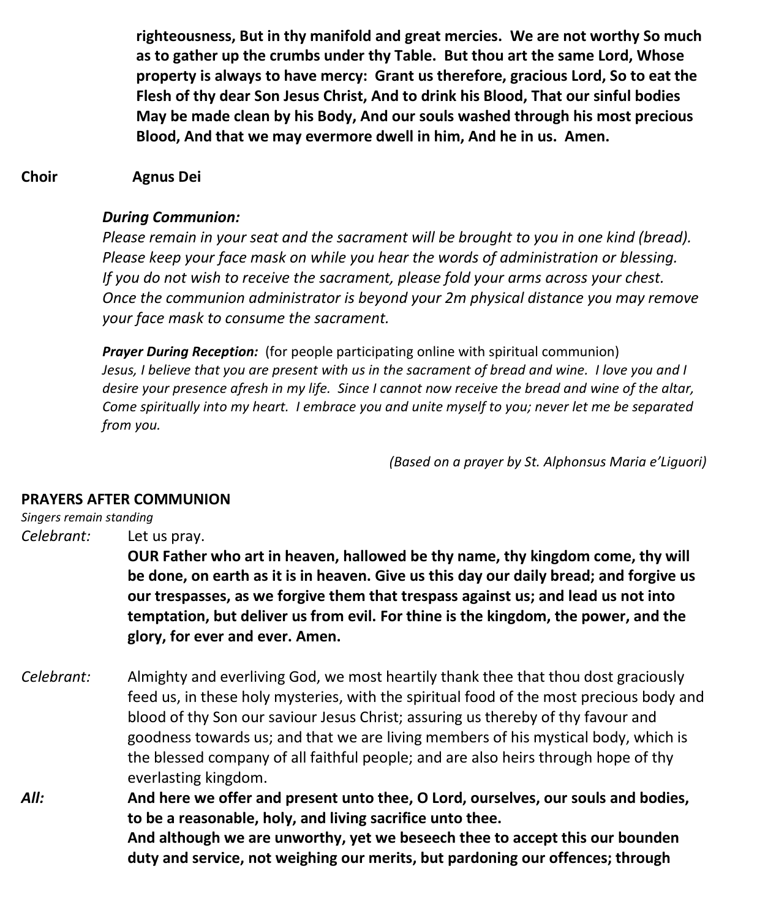**righteousness, But in thy manifold and great mercies. We are not worthy So much as to gather up the crumbs under thy Table. But thou art the same Lord, Whose property is always to have mercy: Grant us therefore, gracious Lord, So to eat the Flesh of thy dear Son Jesus Christ, And to drink his Blood, That our sinful bodies May be made clean by his Body, And our souls washed through his most precious Blood, And that we may evermore dwell in him, And he in us. Amen.**

**Choir** **Agnus Dei**

***During Communion:***
*Please remain in your seat and the sacrament will be brought to you in one kind (bread). Please keep your face mask on while you hear the words of administration or blessing. If you do not wish to receive the sacrament, please fold your arms across your chest. Once the communion administrator is beyond your 2m physical distance you may remove your face mask to consume the sacrament.*

***Prayer During Reception:*** (for people participating online with spiritual communion)
*Jesus, I believe that you are present with us in the sacrament of bread and wine. I love you and I desire your presence afresh in my life. Since I cannot now receive the bread and wine of the altar, Come spiritually into my heart. I embrace you and unite myself to you; never let me be separated from you.*

*(Based on a prayer by St. Alphonsus Maria e'Liguori)*

**PRAYERS AFTER COMMUNION**

*Singers remain standing*

*Celebrant:* Let us pray.
**OUR Father who art in heaven, hallowed be thy name, thy kingdom come, thy will be done, on earth as it is in heaven. Give us this day our daily bread; and forgive us our trespasses, as we forgive them that trespass against us; and lead us not into temptation, but deliver us from evil. For thine is the kingdom, the power, and the glory, for ever and ever. Amen.**

*Celebrant:* Almighty and everliving God, we most heartily thank thee that thou dost graciously feed us, in these holy mysteries, with the spiritual food of the most precious body and blood of thy Son our saviour Jesus Christ; assuring us thereby of thy favour and goodness towards us; and that we are living members of his mystical body, which is the blessed company of all faithful people; and are also heirs through hope of thy everlasting kingdom.

***All:*** **And here we offer and present unto thee, O Lord, ourselves, our souls and bodies, to be a reasonable, holy, and living sacrifice unto thee.**
**And although we are unworthy, yet we beseech thee to accept this our bounden duty and service, not weighing our merits, but pardoning our offences; through**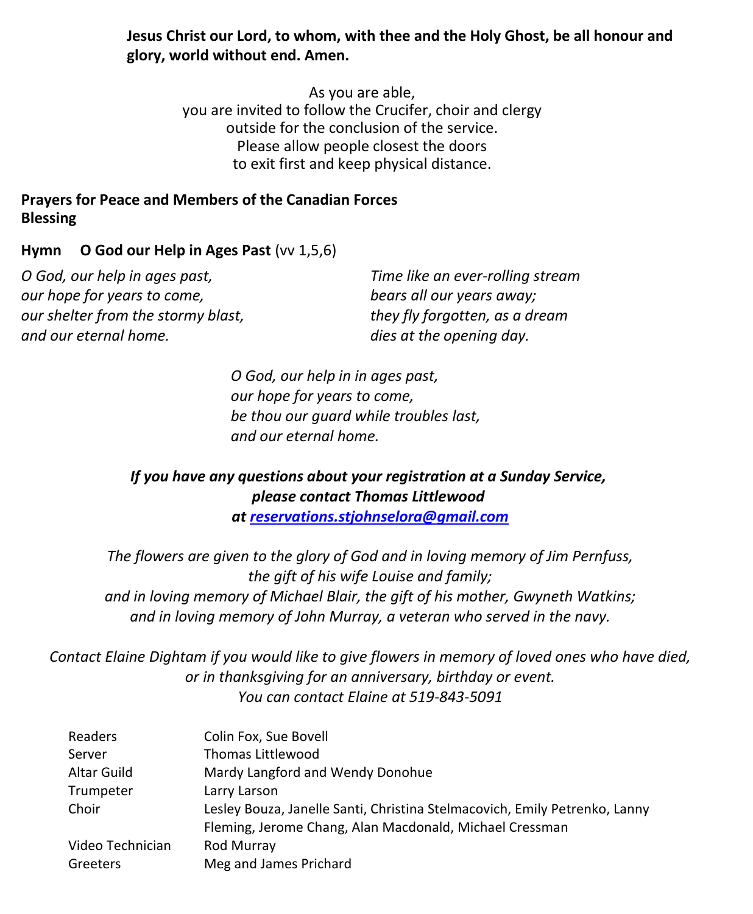**Jesus Christ our Lord, to whom, with thee and the Holy Ghost, be all honour and glory, world without end. Amen.**

As you are able,
you are invited to follow the Crucifer, choir and clergy
outside for the conclusion of the service.
Please allow people closest the doors
to exit first and keep physical distance.

**Prayers for Peace and Members of the Canadian Forces**
**Blessing**

**Hymn O God our Help in Ages Past** (vv 1,5,6)

*O God, our help in ages past,*
*our hope for years to come,*
*our shelter from the stormy blast,*
*and our eternal home.*

*Time like an ever-rolling stream*
*bears all our years away;*
*they fly forgotten, as a dream*
*dies at the opening day.*

*O God, our help in in ages past,*
*our hope for years to come,*
*be thou our guard while troubles last,*
*and our eternal home.*

***If you have any questions about your registration at a Sunday Service,***
***please contact Thomas Littlewood***
***at reservations.stjohnselora@gmail.com***

*The flowers are given to the glory of God and in loving memory of Jim Pernfuss,*
*the gift of his wife Louise and family;*
*and in loving memory of Michael Blair, the gift of his mother, Gwyneth Watkins;*
*and in loving memory of John Murray, a veteran who served in the navy.*

*Contact Elaine Dightam if you would like to give flowers in memory of loved ones who have died,*
*or in thanksgiving for an anniversary, birthday or event.*
*You can contact Elaine at 519-843-5091*

| | |
|---|---|
| Readers | Colin Fox, Sue Bovell |
| Server | Thomas Littlewood |
| Altar Guild | Mardy Langford and Wendy Donohue |
| Trumpeter | Larry Larson |
| Choir | Lesley Bouza, Janelle Santi, Christina Stelmacovich, Emily Petrenko, Lanny Fleming, Jerome Chang, Alan Macdonald, Michael Cressman |
| Video Technician | Rod Murray |
| Greeters | Meg and James Prichard |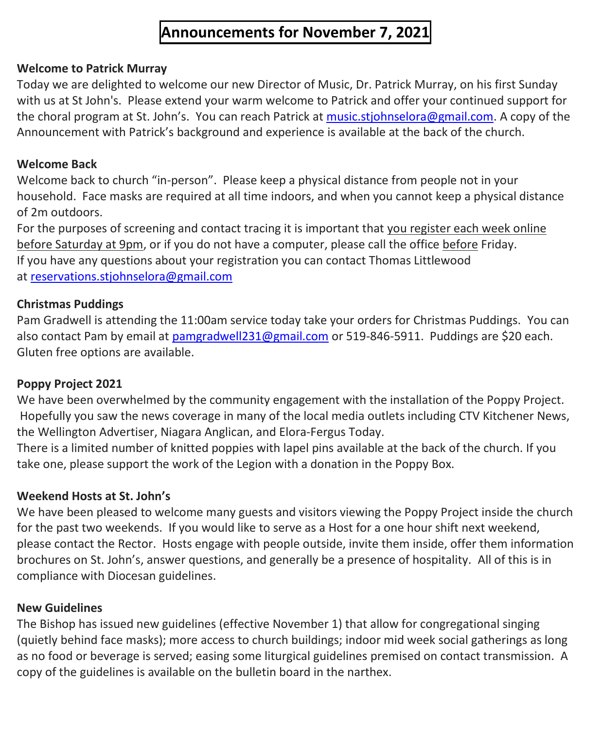# Announcements for November 7, 2021

**Welcome to Patrick Murray**

Today we are delighted to welcome our new Director of Music, Dr. Patrick Murray, on his first Sunday with us at St John's. Please extend your warm welcome to Patrick and offer your continued support for the choral program at St. John's. You can reach Patrick at music.stjohnselora@gmail.com. A copy of the Announcement with Patrick's background and experience is available at the back of the church.

**Welcome Back**

Welcome back to church "in-person". Please keep a physical distance from people not in your household. Face masks are required at all time indoors, and when you cannot keep a physical distance of 2m outdoors.

For the purposes of screening and contact tracing it is important that you register each week online before Saturday at 9pm, or if you do not have a computer, please call the office before Friday.

If you have any questions about your registration you can contact Thomas Littlewood at reservations.stjohnselora@gmail.com

**Christmas Puddings**

Pam Gradwell is attending the 11:00am service today take your orders for Christmas Puddings. You can also contact Pam by email at pamgradwell231@gmail.com or 519-846-5911. Puddings are $20 each. Gluten free options are available.

**Poppy Project 2021**

We have been overwhelmed by the community engagement with the installation of the Poppy Project. Hopefully you saw the news coverage in many of the local media outlets including CTV Kitchener News, the Wellington Advertiser, Niagara Anglican, and Elora-Fergus Today.

There is a limited number of knitted poppies with lapel pins available at the back of the church. If you take one, please support the work of the Legion with a donation in the Poppy Box.

**Weekend Hosts at St. John's**

We have been pleased to welcome many guests and visitors viewing the Poppy Project inside the church for the past two weekends. If you would like to serve as a Host for a one hour shift next weekend, please contact the Rector. Hosts engage with people outside, invite them inside, offer them information brochures on St. John's, answer questions, and generally be a presence of hospitality. All of this is in compliance with Diocesan guidelines.

**New Guidelines**

The Bishop has issued new guidelines (effective November 1) that allow for congregational singing (quietly behind face masks); more access to church buildings; indoor mid week social gatherings as long as no food or beverage is served; easing some liturgical guidelines premised on contact transmission. A copy of the guidelines is available on the bulletin board in the narthex.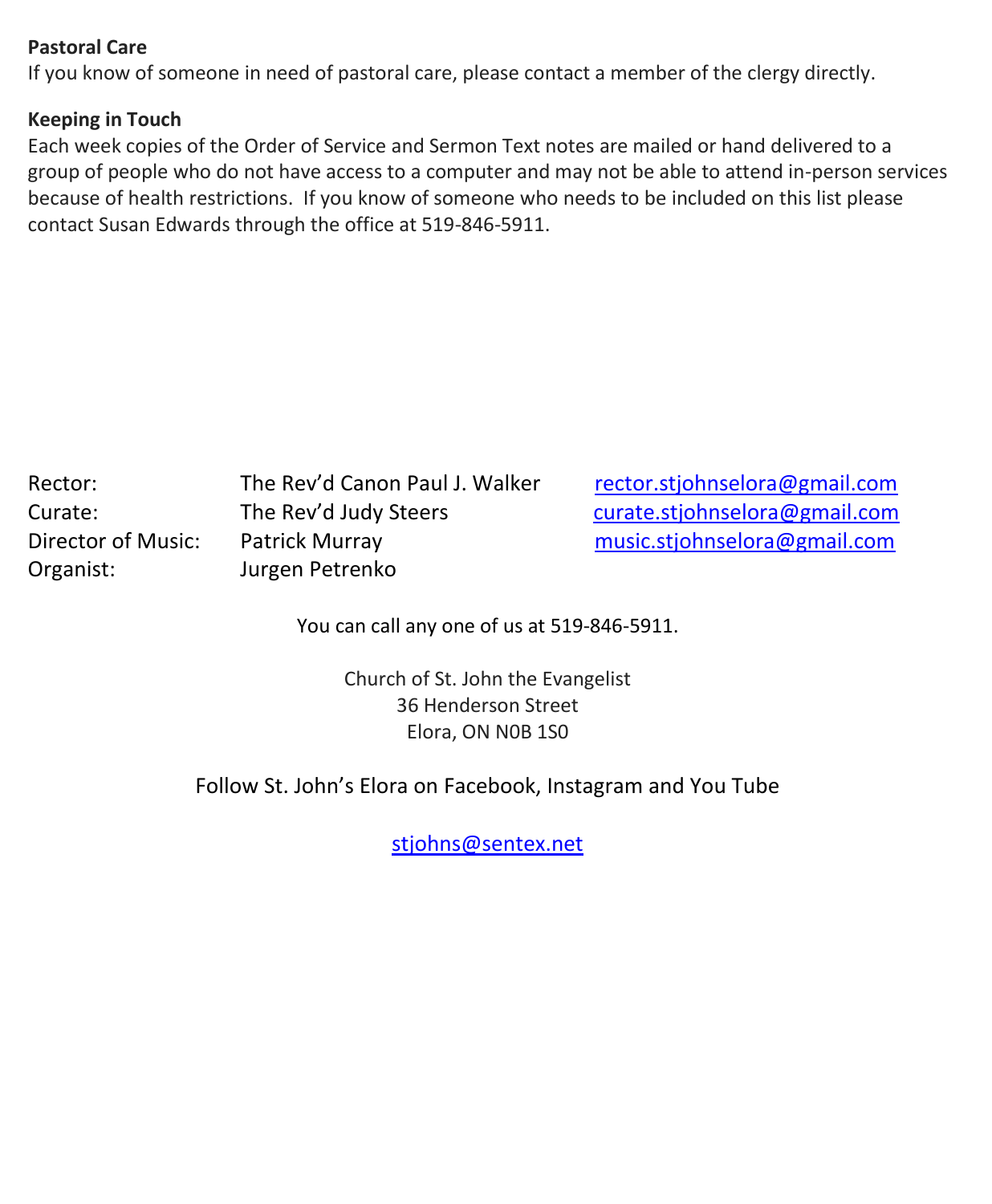**Pastoral Care**
If you know of someone in need of pastoral care, please contact a member of the clergy directly.

**Keeping in Touch**
Each week copies of the Order of Service and Sermon Text notes are mailed or hand delivered to a group of people who do not have access to a computer and may not be able to attend in-person services because of health restrictions. If you know of someone who needs to be included on this list please contact Susan Edwards through the office at 519-846-5911.

| | | |
|---|---|---|
| Rector: | The Rev'd Canon Paul J. Walker | rector.stjohnselora@gmail.com |
| Curate: | The Rev'd Judy Steers | curate.stjohnselora@gmail.com |
| Director of Music: | Patrick Murray | music.stjohnselora@gmail.com |
| Organist: | Jurgen Petrenko | |

You can call any one of us at 519-846-5911.

Church of St. John the Evangelist
36 Henderson Street
Elora, ON N0B 1S0

Follow St. John's Elora on Facebook, Instagram and You Tube

stjohns@sentex.net